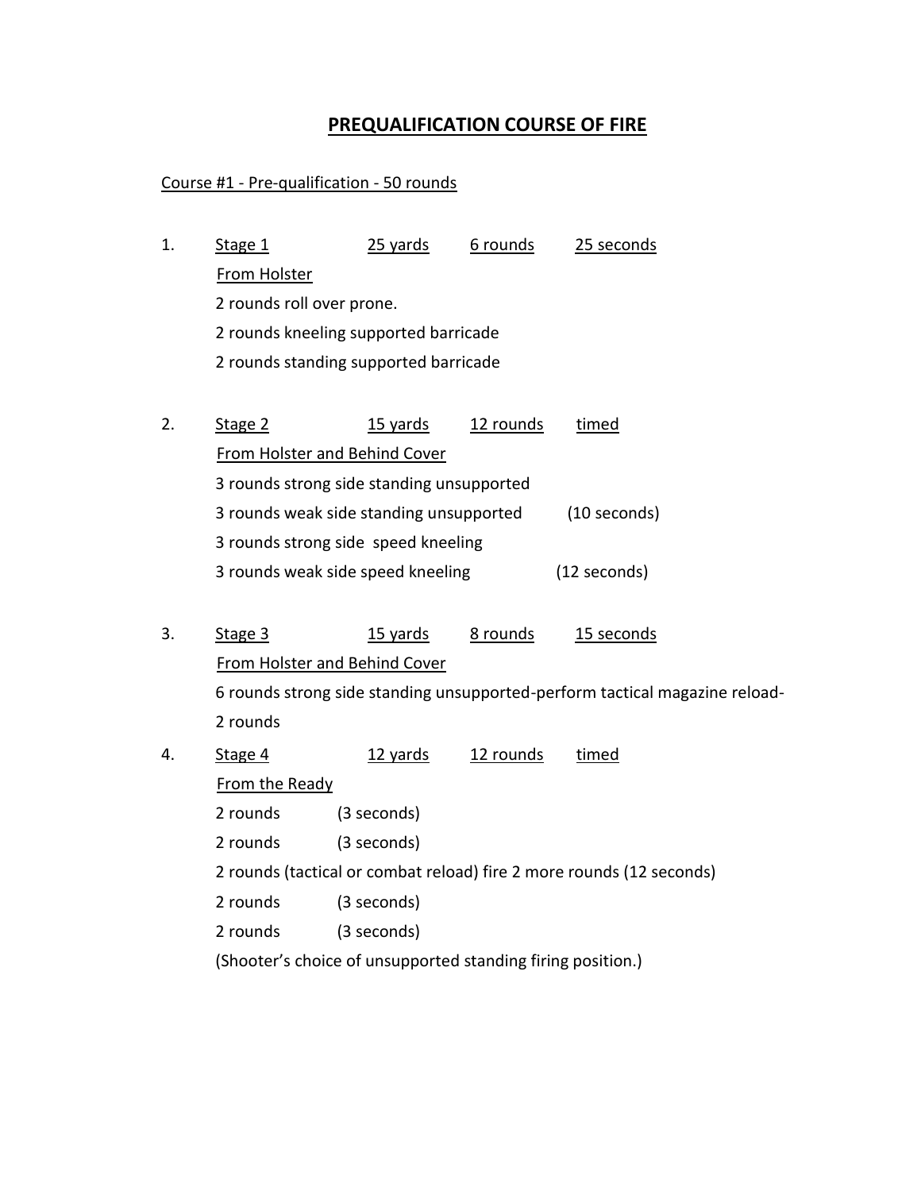# PREQUALIFICATION COURSE OF FIRE

Course #1 - Pre-qualification - 50 rounds

1. Stage 1 — 25 yards — 6 rounds — 25 seconds

   From Holster

   2 rounds roll over prone.

   2 rounds kneeling supported barricade

   2 rounds standing supported barricade

2. Stage 2 — 15 yards — 12 rounds — timed

   From Holster and Behind Cover

   3 rounds strong side standing unsupported

   3 rounds weak side standing unsupported (10 seconds)

   3 rounds strong side speed kneeling

   3 rounds weak side speed kneeling (12 seconds)

3. Stage 3 — 15 yards — 8 rounds — 15 seconds

   From Holster and Behind Cover

   6 rounds strong side standing unsupported-perform tactical magazine reload-2 rounds

4. Stage 4 — 12 yards — 12 rounds — timed

   From the Ready

   2 rounds (3 seconds)

   2 rounds (3 seconds)

   2 rounds (tactical or combat reload) fire 2 more rounds (12 seconds)

   2 rounds (3 seconds)

   2 rounds (3 seconds)

   (Shooter's choice of unsupported standing firing position.)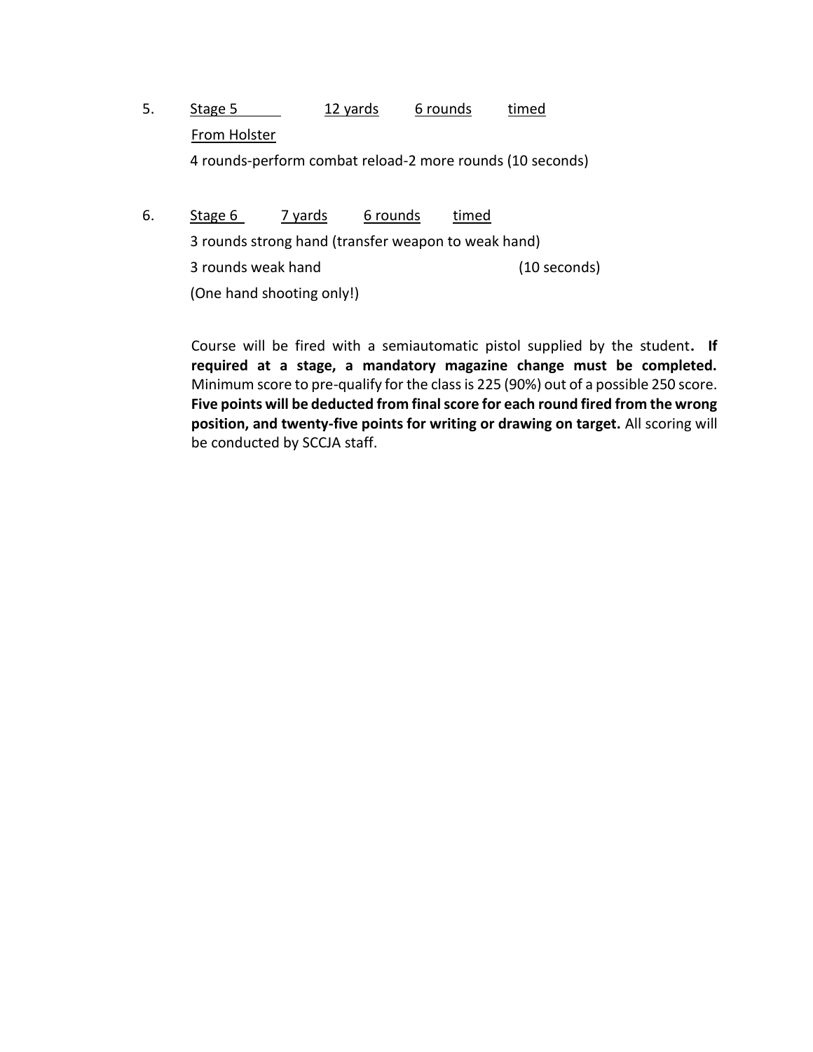5. Stage 5 12 yards 6 rounds timed

   From Holster

   4 rounds-perform combat reload-2 more rounds (10 seconds)

6. Stage 6 7 yards 6 rounds timed

   3 rounds strong hand (transfer weapon to weak hand)

   3 rounds weak hand (10 seconds)

   (One hand shooting only!)

Course will be fired with a semiautomatic pistol supplied by the student**. If required at a stage, a mandatory magazine change must be completed.** Minimum score to pre-qualify for the class is 225 (90%) out of a possible 250 score. **Five points will be deducted from final score for each round fired from the wrong position, and twenty-five points for writing or drawing on target.** All scoring will be conducted by SCCJA staff.